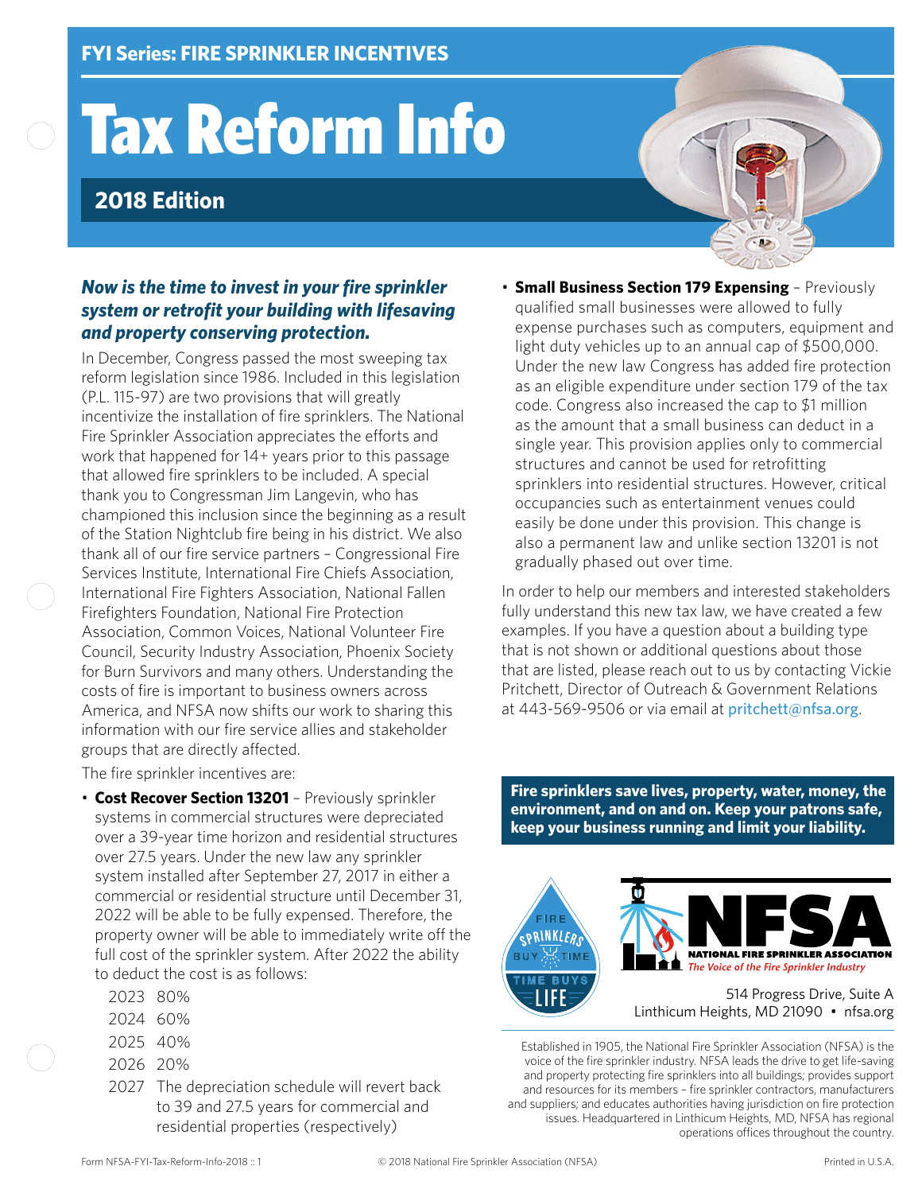**FYI Series: FIRE SPRINKLER INCENTIVES**

# Tax Reform Info

## 2018 Edition

***Now is the time to invest in your fire sprinkler system or retrofit your building with lifesaving and property conserving protection.***

In December, Congress passed the most sweeping tax reform legislation since 1986. Included in this legislation (P.L. 115-97) are two provisions that will greatly incentivize the installation of fire sprinklers. The National Fire Sprinkler Association appreciates the efforts and work that happened for 14+ years prior to this passage that allowed fire sprinklers to be included. A special thank you to Congressman Jim Langevin, who has championed this inclusion since the beginning as a result of the Station Nightclub fire being in his district. We also thank all of our fire service partners – Congressional Fire Services Institute, International Fire Chiefs Association, International Fire Fighters Association, National Fallen Firefighters Foundation, National Fire Protection Association, Common Voices, National Volunteer Fire Council, Security Industry Association, Phoenix Society for Burn Survivors and many others. Understanding the costs of fire is important to business owners across America, and NFSA now shifts our work to sharing this information with our fire service allies and stakeholder groups that are directly affected.

The fire sprinkler incentives are:

- **Cost Recover Section 13201** – Previously sprinkler systems in commercial structures were depreciated over a 39-year time horizon and residential structures over 27.5 years. Under the new law any sprinkler system installed after September 27, 2017 in either a commercial or residential structure until December 31, 2022 will be able to be fully expensed. Therefore, the property owner will be able to immediately write off the full cost of the sprinkler system. After 2022 the ability to deduct the cost is as follows:
  - 2023 80%
  - 2024 60%
  - 2025 40%
  - 2026 20%
  - 2027 The depreciation schedule will revert back to 39 and 27.5 years for commercial and residential properties (respectively)
- **Small Business Section 179 Expensing** – Previously qualified small businesses were allowed to fully expense purchases such as computers, equipment and light duty vehicles up to an annual cap of $500,000. Under the new law Congress has added fire protection as an eligible expenditure under section 179 of the tax code. Congress also increased the cap to $1 million as the amount that a small business can deduct in a single year. This provision applies only to commercial structures and cannot be used for retrofitting sprinklers into residential structures. However, critical occupancies such as entertainment venues could easily be done under this provision. This change is also a permanent law and unlike section 13201 is not gradually phased out over time.

In order to help our members and interested stakeholders fully understand this new tax law, we have created a few examples. If you have a question about a building type that is not shown or additional questions about those that are listed, please reach out to us by contacting Vickie Pritchett, Director of Outreach & Government Relations at 443-569-9506 or via email at pritchett@nfsa.org.

**Fire sprinklers save lives, property, water, money, the environment, and on and on. Keep your patrons safe, keep your business running and limit your liability.**

FIRE SPRINKLERS BUY TIME — TIME BUYS LIFE

NFSA — NATIONAL FIRE SPRINKLER ASSOCIATION — *The Voice of the Fire Sprinkler Industry*

514 Progress Drive, Suite A
Linthicum Heights, MD 21090 • nfsa.org

Established in 1905, the National Fire Sprinkler Association (NFSA) is the voice of the fire sprinkler industry. NFSA leads the drive to get life-saving and property protecting fire sprinklers into all buildings; provides support and resources for its members – fire sprinkler contractors, manufacturers and suppliers; and educates authorities having jurisdiction on fire protection issues. Headquartered in Linthicum Heights, MD, NFSA has regional operations offices throughout the country.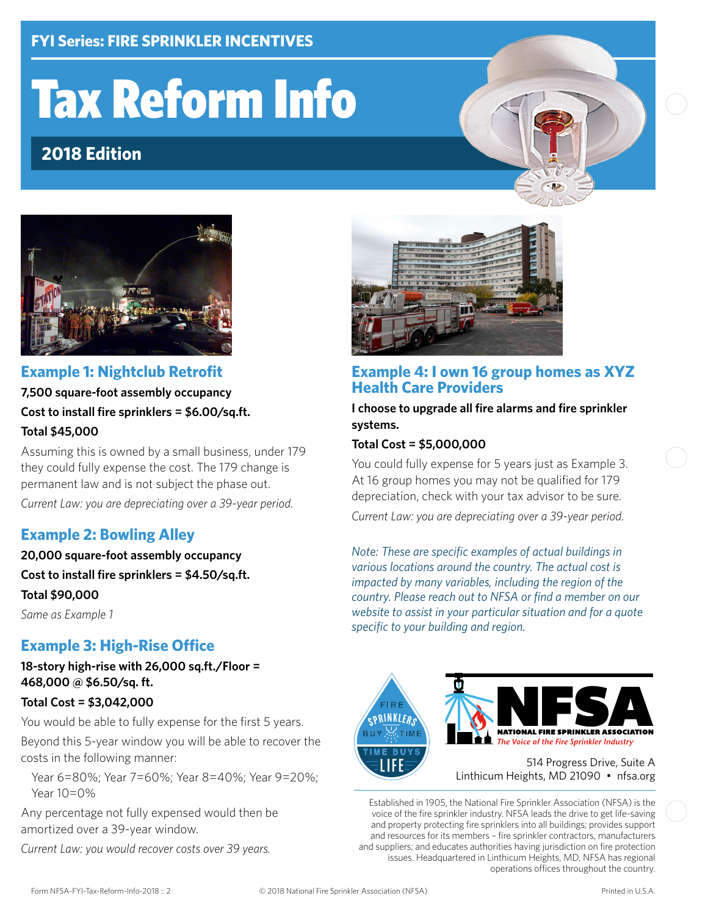FYI Series: FIRE SPRINKLER INCENTIVES

# Tax Reform Info

## 2018 Edition

### Example 1: Nightclub Retrofit

**7,500 square-foot assembly occupancy**

**Cost to install fire sprinklers = $6.00/sq.ft.**

**Total $45,000**

Assuming this is owned by a small business, under 179 they could fully expense the cost. The 179 change is permanent law and is not subject the phase out.

*Current Law: you are depreciating over a 39-year period.*

### Example 2: Bowling Alley

**20,000 square-foot assembly occupancy**

**Cost to install fire sprinklers = $4.50/sq.ft.**

**Total $90,000**

*Same as Example 1*

### Example 3: High-Rise Office

**18-story high-rise with 26,000 sq.ft./Floor = 468,000 @ $6.50/sq. ft.**

**Total Cost = $3,042,000**

You would be able to fully expense for the first 5 years.

Beyond this 5-year window you will be able to recover the costs in the following manner:

Year 6=80%; Year 7=60%; Year 8=40%; Year 9=20%; Year 10=0%

Any percentage not fully expensed would then be amortized over a 39-year window.

*Current Law: you would recover costs over 39 years.*

### Example 4: I own 16 group homes as XYZ Health Care Providers

**I choose to upgrade all fire alarms and fire sprinkler systems.**

**Total Cost = $5,000,000**

You could fully expense for 5 years just as Example 3. At 16 group homes you may not be qualified for 179 depreciation, check with your tax advisor to be sure.

*Current Law: you are depreciating over a 39-year period.*

*Note: These are specific examples of actual buildings in various locations around the country. The actual cost is impacted by many variables, including the region of the country. Please reach out to NFSA or find a member on our website to assist in your particular situation and for a quote specific to your building and region.*

FIRE SPRINKLERS BUY TIME — TIME BUYS LIFE

NFSA
NATIONAL FIRE SPRINKLER ASSOCIATION
*The Voice of the Fire Sprinkler Industry*

514 Progress Drive, Suite A
Linthicum Heights, MD 21090 • nfsa.org

Established in 1905, the National Fire Sprinkler Association (NFSA) is the voice of the fire sprinkler industry. NFSA leads the drive to get life-saving and property protecting fire sprinklers into all buildings; provides support and resources for its members – fire sprinkler contractors, manufacturers and suppliers; and educates authorities having jurisdiction on fire protection issues. Headquartered in Linthicum Heights, MD, NFSA has regional operations offices throughout the country.

Form NFSA-FYI-Tax-Reform-Info-2018 :: 2 © 2018 National Fire Sprinkler Association (NFSA) Printed in U.S.A.